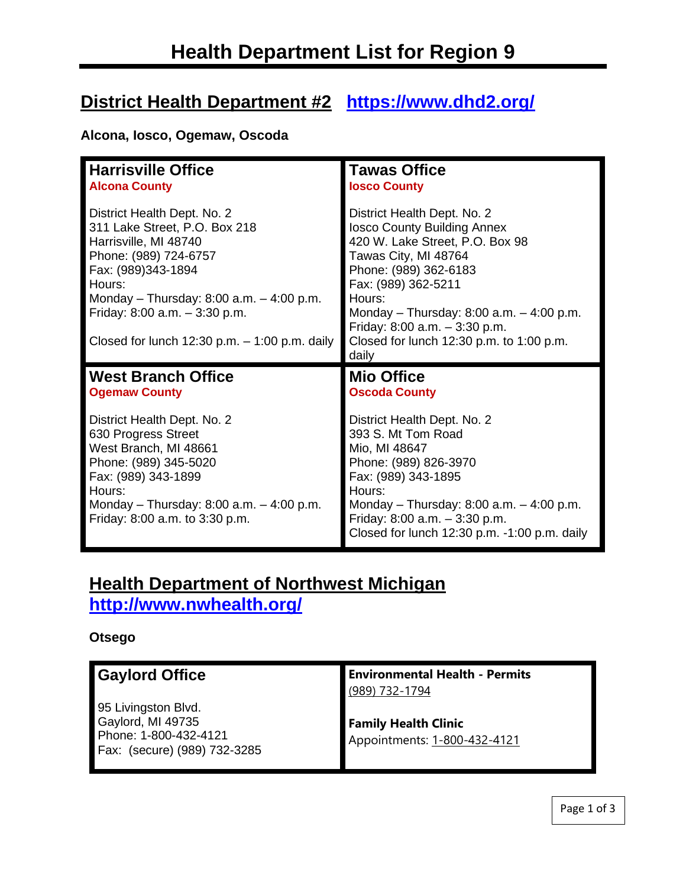# Health Department List for Region 9

## District Health Department #2 https://www.dhd2.org/

**Alcona, Iosco, Ogemaw, Oscoda**

### Harrisville Office

**Alcona County**

District Health Dept. No. 2
311 Lake Street, P.O. Box 218
Harrisville, MI 48740
Phone: (989) 724-6757
Fax: (989)343-1894
Hours:
Monday – Thursday: 8:00 a.m. – 4:00 p.m.
Friday: 8:00 a.m. – 3:30 p.m.

Closed for lunch 12:30 p.m. – 1:00 p.m. daily

### Tawas Office

**Iosco County**

District Health Dept. No. 2
Iosco County Building Annex
420 W. Lake Street, P.O. Box 98
Tawas City, MI 48764
Phone: (989) 362-6183
Fax: (989) 362-5211
Hours:
Monday – Thursday: 8:00 a.m. – 4:00 p.m.
Friday: 8:00 a.m. – 3:30 p.m.
Closed for lunch 12:30 p.m. to 1:00 p.m. daily

### West Branch Office

**Ogemaw County**

District Health Dept. No. 2
630 Progress Street
West Branch, MI 48661
Phone: (989) 345-5020
Fax: (989) 343-1899
Hours:
Monday – Thursday: 8:00 a.m. – 4:00 p.m.
Friday: 8:00 a.m. to 3:30 p.m.

### Mio Office

**Oscoda County**

District Health Dept. No. 2
393 S. Mt Tom Road
Mio, MI 48647
Phone: (989) 826-3970
Fax: (989) 343-1895
Hours:
Monday – Thursday: 8:00 a.m. – 4:00 p.m.
Friday: 8:00 a.m. – 3:30 p.m.
Closed for lunch 12:30 p.m. -1:00 p.m. daily

## Health Department of Northwest Michigan http://www.nwhealth.org/

**Otsego**

### Gaylord Office

95 Livingston Blvd.
Gaylord, MI 49735
Phone: 1-800-432-4121
Fax: (secure) (989) 732-3285

**Environmental Health - Permits**
(989) 732-1794

**Family Health Clinic**
Appointments: 1-800-432-4121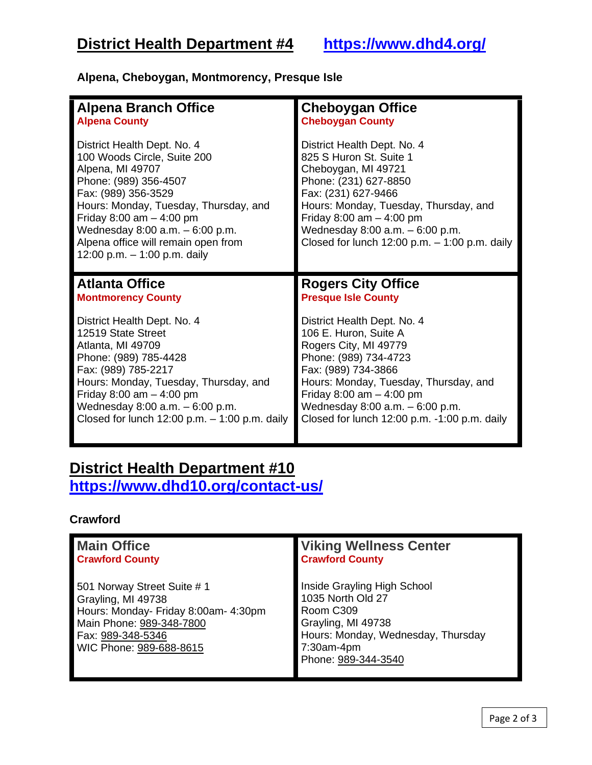## District Health Department #4 https://www.dhd4.org/

**Alpena, Cheboygan, Montmorency, Presque Isle**

| **Alpena Branch Office**<br>**Alpena County**<br><br>District Health Dept. No. 4<br>100 Woods Circle, Suite 200<br>Alpena, MI 49707<br>Phone: (989) 356-4507<br>Fax: (989) 356-3529<br>Hours: Monday, Tuesday, Thursday, and Friday 8:00 am – 4:00 pm<br>Wednesday 8:00 a.m. – 6:00 p.m.<br>Alpena office will remain open from 12:00 p.m. – 1:00 p.m. daily | **Cheboygan Office**<br>**Cheboygan County**<br><br>District Health Dept. No. 4<br>825 S Huron St. Suite 1<br>Cheboygan, MI 49721<br>Phone: (231) 627-8850<br>Fax: (231) 627-9466<br>Hours: Monday, Tuesday, Thursday, and Friday 8:00 am – 4:00 pm<br>Wednesday 8:00 a.m. – 6:00 p.m.<br>Closed for lunch 12:00 p.m. – 1:00 p.m. daily |
|---|---|
| **Atlanta Office**<br>**Montmorency County**<br><br>District Health Dept. No. 4<br>12519 State Street<br>Atlanta, MI 49709<br>Phone: (989) 785-4428<br>Fax: (989) 785-2217<br>Hours: Monday, Tuesday, Thursday, and Friday 8:00 am – 4:00 pm<br>Wednesday 8:00 a.m. – 6:00 p.m.<br>Closed for lunch 12:00 p.m. – 1:00 p.m. daily | **Rogers City Office**<br>**Presque Isle County**<br><br>District Health Dept. No. 4<br>106 E. Huron, Suite A<br>Rogers City, MI 49779<br>Phone: (989) 734-4723<br>Fax: (989) 734-3866<br>Hours: Monday, Tuesday, Thursday, and Friday 8:00 am – 4:00 pm<br>Wednesday 8:00 a.m. – 6:00 p.m.<br>Closed for lunch 12:00 p.m. -1:00 p.m. daily |

## District Health Department #10 https://www.dhd10.org/contact-us/

**Crawford**

| **Main Office**<br>**Crawford County**<br><br>501 Norway Street Suite # 1<br>Grayling, MI 49738<br>Hours: Monday- Friday 8:00am- 4:30pm<br>Main Phone: 989-348-7800<br>Fax: 989-348-5346<br>WIC Phone: 989-688-8615 | **Viking Wellness Center**<br>**Crawford County**<br><br>Inside Grayling High School<br>1035 North Old 27<br>Room C309<br>Grayling, MI 49738<br>Hours: Monday, Wednesday, Thursday 7:30am-4pm<br>Phone: 989-344-3540 |
|---|---|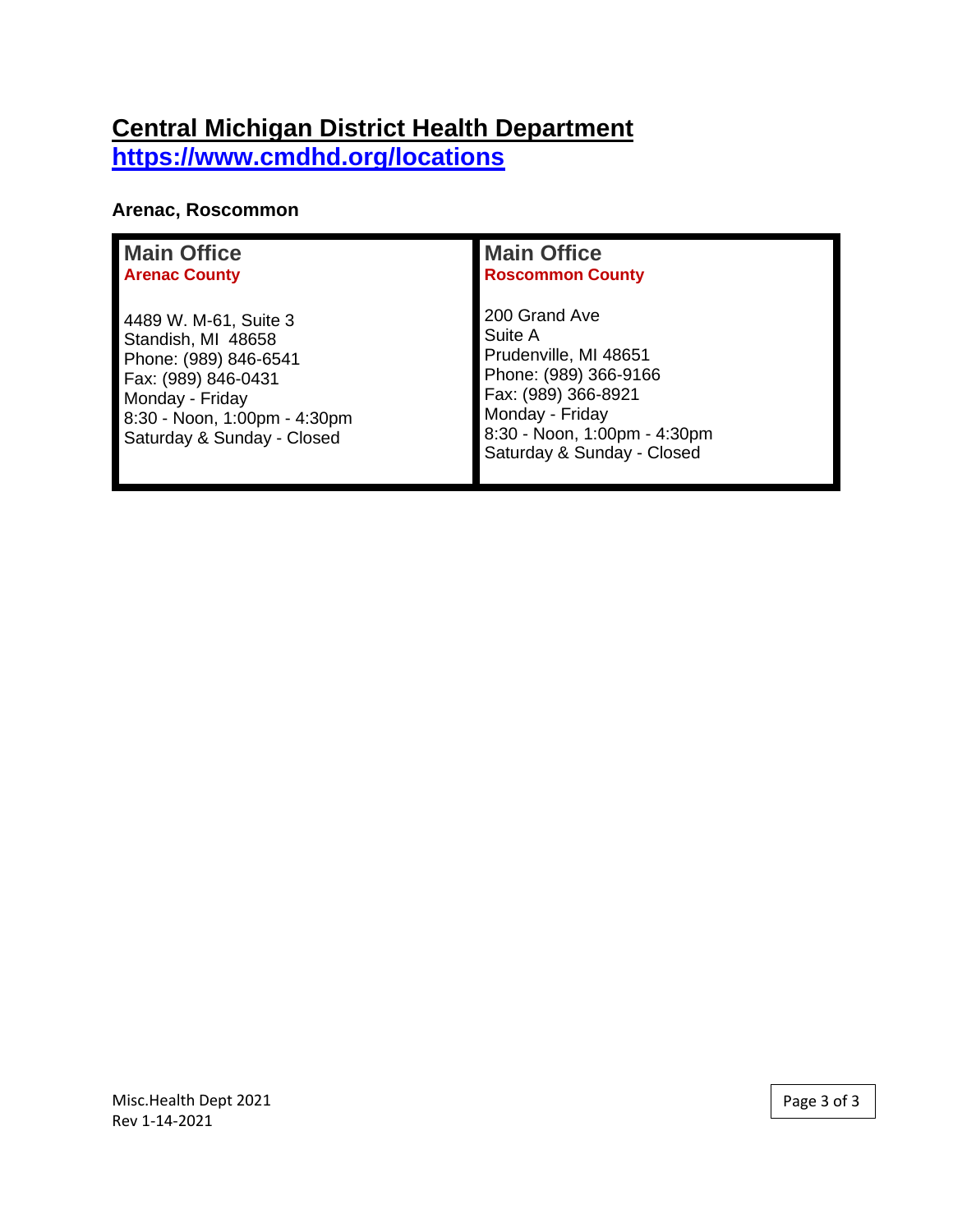# Central Michigan District Health Department

**https://www.cmdhd.org/locations**

**Arenac, Roscommon**

| | |
|---|---|
| **Main Office**<br>**Arenac County**<br><br>4489 W. M-61, Suite 3<br>Standish, MI 48658<br>Phone: (989) 846-6541<br>Fax: (989) 846-0431<br>Monday - Friday<br>8:30 - Noon, 1:00pm - 4:30pm<br>Saturday & Sunday - Closed | **Main Office**<br>**Roscommon County**<br><br>200 Grand Ave<br>Suite A<br>Prudenville, MI 48651<br>Phone: (989) 366-9166<br>Fax: (989) 366-8921<br>Monday - Friday<br>8:30 - Noon, 1:00pm - 4:30pm<br>Saturday & Sunday - Closed |

Misc.Health Dept 2021
Rev 1-14-2021